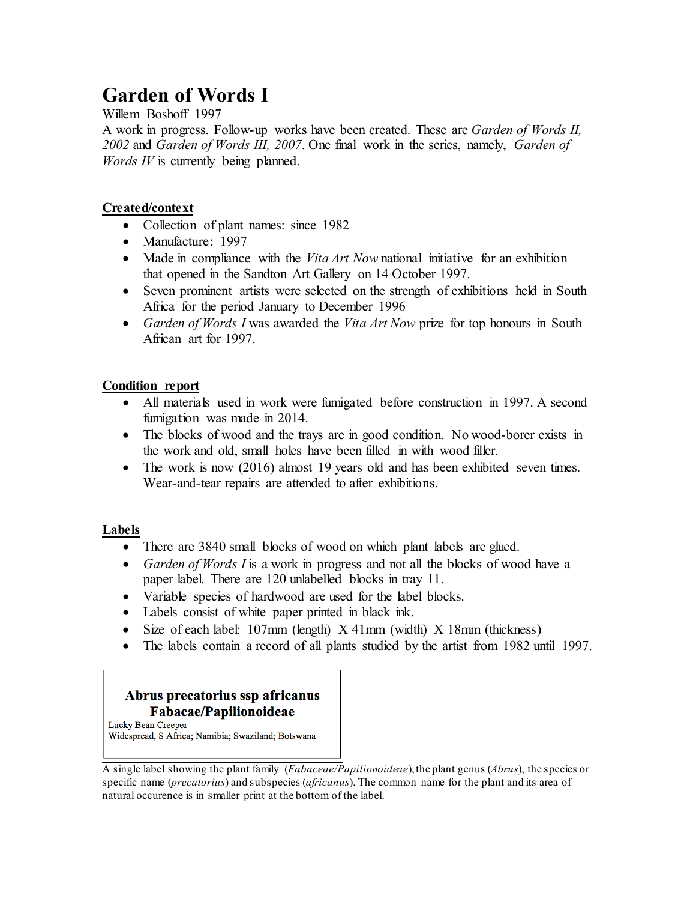# Garden of Words I

Willem Boshoff 1997

A work in progress. Follow-up works have been created. These are *Garden of Words II, 2002* and *Garden of Words III, 2007*. One final work in the series, namely, *Garden of Words IV* is currently being planned.

## Created/context

- Collection of plant names: since 1982
- Manufacture: 1997
- Made in compliance with the *Vita Art Now* national initiative for an exhibition that opened in the Sandton Art Gallery on 14 October 1997.
- Seven prominent artists were selected on the strength of exhibitions held in South Africa for the period January to December 1996
- *Garden of Words I* was awarded the *Vita Art Now* prize for top honours in South African art for 1997.

## Condition report

- All materials used in work were fumigated before construction in 1997. A second fumigation was made in 2014.
- The blocks of wood and the trays are in good condition. No wood-borer exists in the work and old, small holes have been filled in with wood filler.
- The work is now (2016) almost 19 years old and has been exhibited seven times. Wear-and-tear repairs are attended to after exhibitions.

## Labels

- There are 3840 small blocks of wood on which plant labels are glued.
- *Garden of Words I* is a work in progress and not all the blocks of wood have a paper label. There are 120 unlabelled blocks in tray 11.
- Variable species of hardwood are used for the label blocks.
- Labels consist of white paper printed in black ink.
- Size of each label: 107mm (length) X 41mm (width) X 18mm (thickness)
- The labels contain a record of all plants studied by the artist from 1982 until 1997.

**Abrus precatorius ssp africanus**
**Fabacae/Papilionoideae**
Lucky Bean Creeper
Widespread, S Africa; Namibia; Swaziland; Botswana

A single label showing the plant family (*Fabaceae/Papilionoideae*), the plant genus (*Abrus*), the species or specific name (*precatorius*) and subspecies (*africanus*). The common name for the plant and its area of natural occurence is in smaller print at the bottom of the label.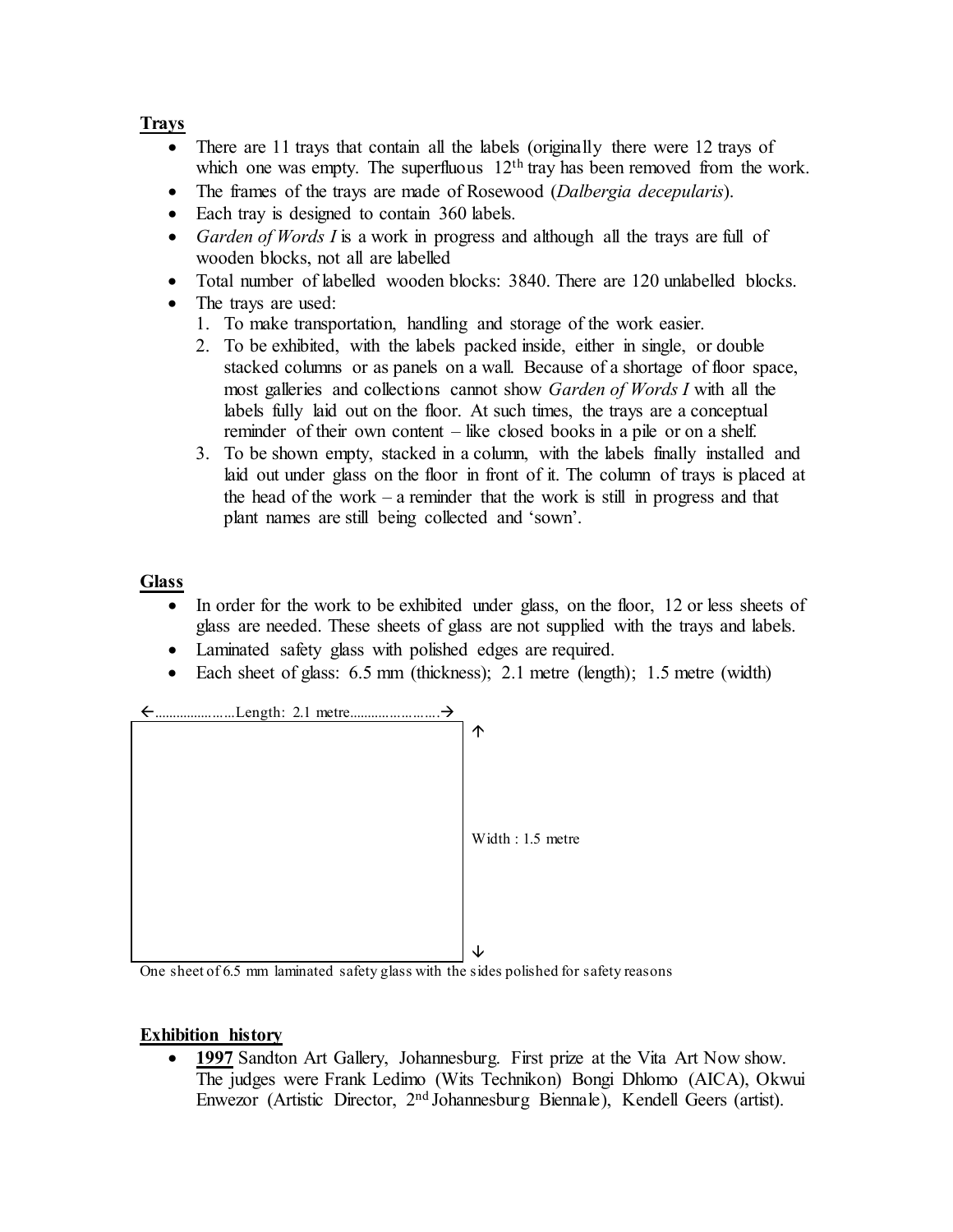**Trays**

- There are 11 trays that contain all the labels (originally there were 12 trays of which one was empty. The superfluous 12th tray has been removed from the work.
- The frames of the trays are made of Rosewood (*Dalbergia decepularis*).
- Each tray is designed to contain 360 labels.
- *Garden of Words I* is a work in progress and although all the trays are full of wooden blocks, not all are labelled
- Total number of labelled wooden blocks: 3840. There are 120 unlabelled blocks.
- The trays are used:
  1. To make transportation, handling and storage of the work easier.
  2. To be exhibited, with the labels packed inside, either in single, or double stacked columns or as panels on a wall. Because of a shortage of floor space, most galleries and collections cannot show *Garden of Words I* with all the labels fully laid out on the floor. At such times, the trays are a conceptual reminder of their own content – like closed books in a pile or on a shelf.
  3. To be shown empty, stacked in a column, with the labels finally installed and laid out under glass on the floor in front of it. The column of trays is placed at the head of the work – a reminder that the work is still in progress and that plant names are still being collected and 'sown'.

**Glass**

- In order for the work to be exhibited under glass, on the floor, 12 or less sheets of glass are needed. These sheets of glass are not supplied with the trays and labels.
- Laminated safety glass with polished edges are required.
- Each sheet of glass: 6.5 mm (thickness); 2.1 metre (length); 1.5 metre (width)

←......................Length: 2.1 metre.......................→

Width : 1.5 metre

One sheet of 6.5 mm laminated safety glass with the sides polished for safety reasons

**Exhibition history**

- **1997** Sandton Art Gallery, Johannesburg. First prize at the Vita Art Now show. The judges were Frank Ledimo (Wits Technikon) Bongi Dhlomo (AICA), Okwui Enwezor (Artistic Director, 2nd Johannesburg Biennale), Kendell Geers (artist).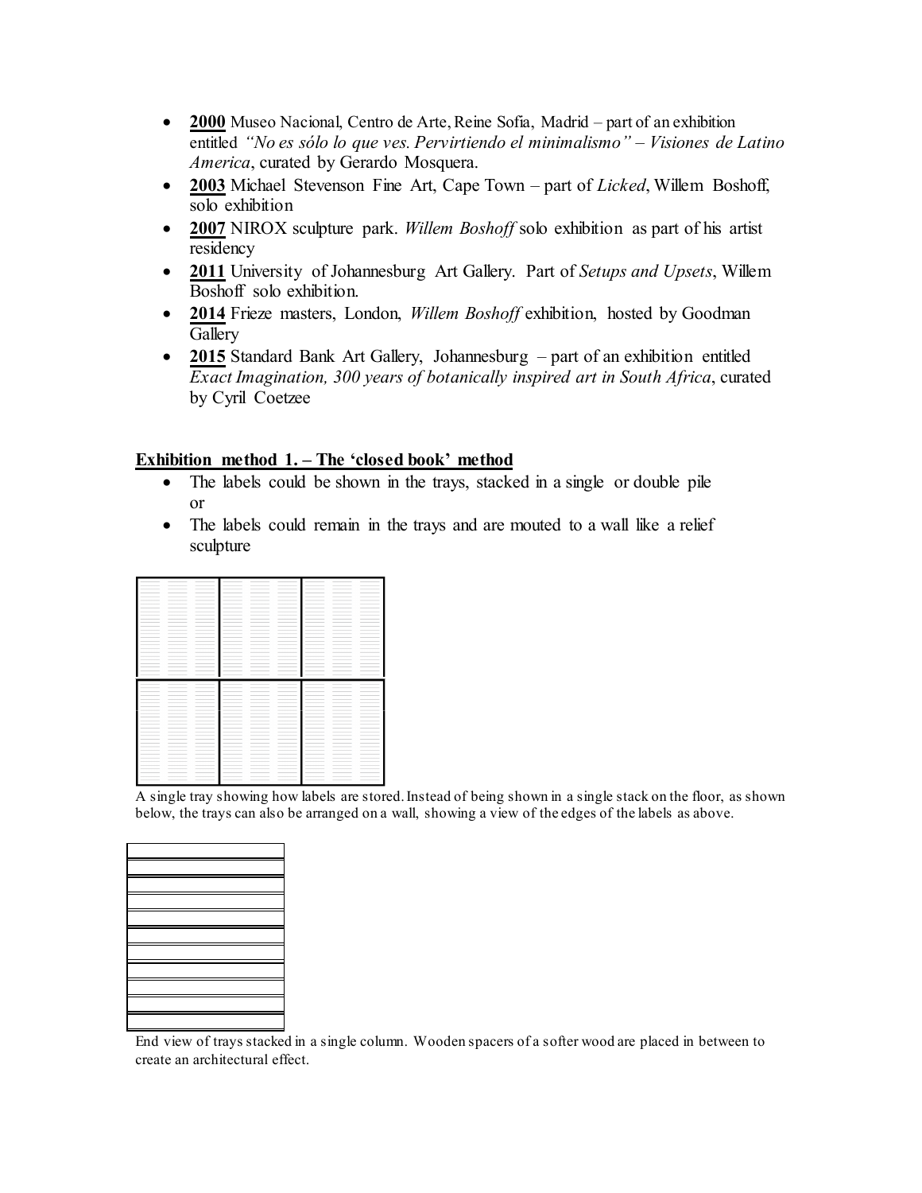- **2000** Museo Nacional, Centro de Arte, Reine Sofia, Madrid – part of an exhibition entitled *"No es sólo lo que ves. Pervirtiendo el minimalismo" – Visiones de Latino America*, curated by Gerardo Mosquera.
- **2003** Michael Stevenson Fine Art, Cape Town – part of *Licked*, Willem Boshoff, solo exhibition
- **2007** NIROX sculpture park. *Willem Boshoff* solo exhibition as part of his artist residency
- **2011** University of Johannesburg Art Gallery. Part of *Setups and Upsets*, Willem Boshoff solo exhibition.
- **2014** Frieze masters, London, *Willem Boshoff* exhibition, hosted by Goodman Gallery
- **2015** Standard Bank Art Gallery, Johannesburg – part of an exhibition entitled *Exact Imagination, 300 years of botanically inspired art in South Africa*, curated by Cyril Coetzee

**Exhibition method 1. – The 'closed book' method**

- The labels could be shown in the trays, stacked in a single or double pile or
- The labels could remain in the trays and are mouted to a wall like a relief sculpture

A single tray showing how labels are stored. Instead of being shown in a single stack on the floor, as shown below, the trays can also be arranged on a wall, showing a view of the edges of the labels as above.

End view of trays stacked in a single column. Wooden spacers of a softer wood are placed in between to create an architectural effect.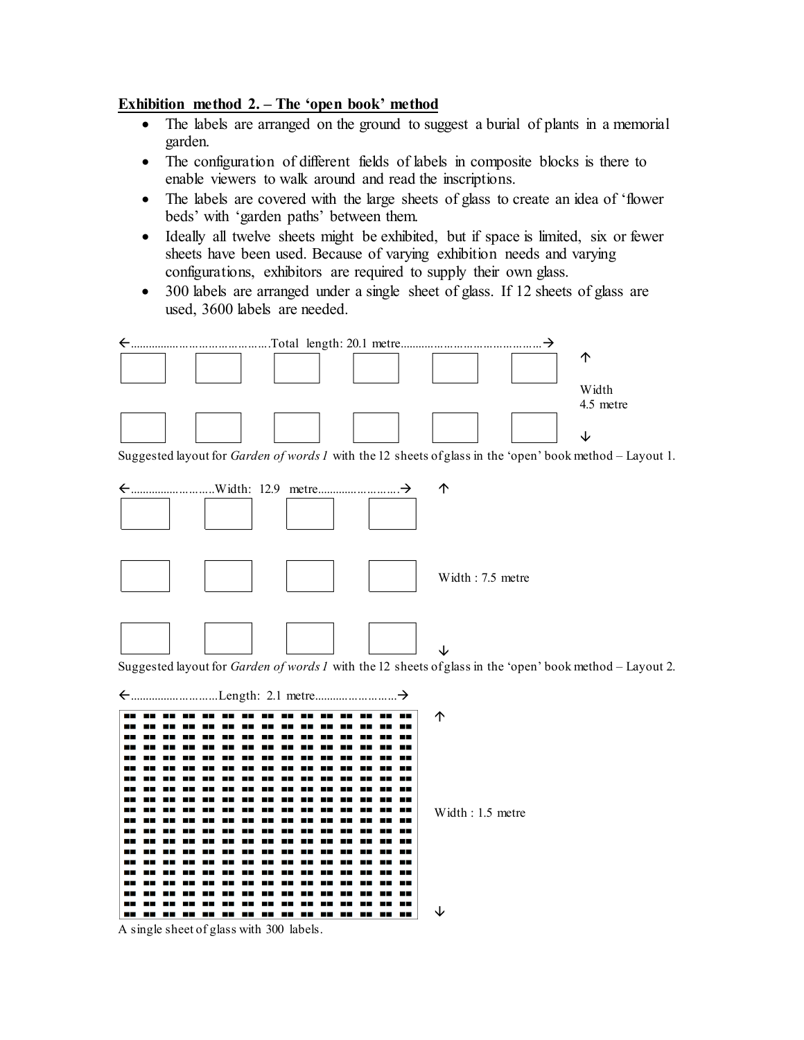**Exhibition method 2. – The 'open book' method**

- The labels are arranged on the ground to suggest a burial of plants in a memorial garden.
- The configuration of different fields of labels in composite blocks is there to enable viewers to walk around and read the inscriptions.
- The labels are covered with the large sheets of glass to create an idea of 'flower beds' with 'garden paths' between them.
- Ideally all twelve sheets might be exhibited, but if space is limited, six or fewer sheets have been used. Because of varying exhibition needs and varying configurations, exhibitors are required to supply their own glass.
- 300 labels are arranged under a single sheet of glass. If 12 sheets of glass are used, 3600 labels are needed.

←……………………………………Total length: 20.1 metre……………………………………→

Width 4.5 metre

Suggested layout for *Garden of words 1* with the 12 sheets of glass in the 'open' book method – Layout 1.

←………………………Width: 12.9 metre……………………→

Width : 7.5 metre

Suggested layout for *Garden of words 1* with the 12 sheets of glass in the 'open' book method – Layout 2.

←………………………Length: 2.1 metre……………………→

Width : 1.5 metre

A single sheet of glass with 300 labels.